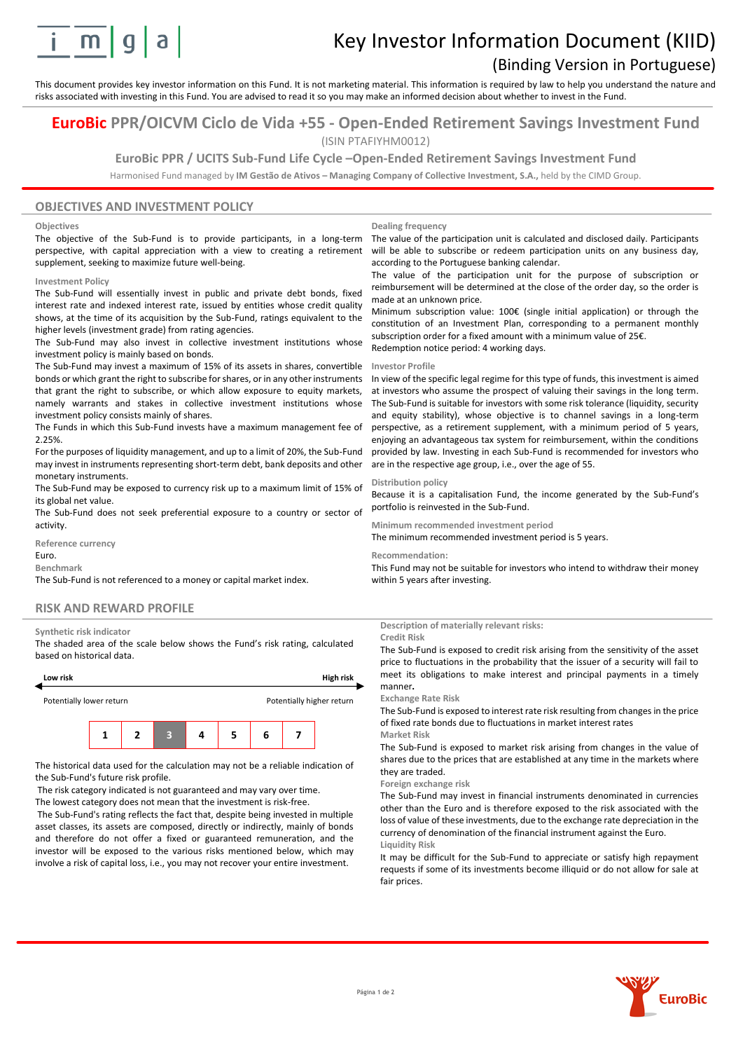# Key Investor Information Document (KIID)

## (Binding Version in Portuguese)

This document provides key investor information on this Fund. It is not marketing material. This information is required by law to help you understand the nature and risks associated with investing in this Fund. You are advised to read it so you may make an informed decision about whether to invest in the Fund.

# EuroBic PPR/OICVM Ciclo de Vida +55 - Open-Ended Retirement Savings Investment Fund

(ISIN PTAFIYHM0012)

### EuroBic PPR / UCITS Sub-Fund Life Cycle –Open-Ended Retirement Savings Investment Fund

Harmonised Fund managed by **IM Gestão de Ativos – Managing Company of Collective Investment, S.A.,** held by the CIMD Group.

## OBJECTIVES AND INVESTMENT POLICY

### Objectives

The objective of the Sub-Fund is to provide participants, in a long-term perspective, with capital appreciation with a view to creating a retirement supplement, seeking to maximize future well-being.

### Investment Policy

The Sub-Fund will essentially invest in public and private debt bonds, fixed interest rate and indexed interest rate, issued by entities whose credit quality shows, at the time of its acquisition by the Sub-Fund, ratings equivalent to the higher levels (investment grade) from rating agencies.

The Sub-Fund may also invest in collective investment institutions whose investment policy is mainly based on bonds.

The Sub-Fund may invest a maximum of 15% of its assets in shares, convertible bonds or which grant the right to subscribe for shares, or in any other instruments that grant the right to subscribe, or which allow exposure to equity markets, namely warrants and stakes in collective investment institutions whose investment policy consists mainly of shares.

The Funds in which this Sub-Fund invests have a maximum management fee of 2.25%.

For the purposes of liquidity management, and up to a limit of 20%, the Sub-Fund may invest in instruments representing short-term debt, bank deposits and other monetary instruments.

The Sub-Fund may be exposed to currency risk up to a maximum limit of 15% of its global net value.

The Sub-Fund does not seek preferential exposure to a country or sector of activity.

### Reference currency

Euro.

### Benchmark

The Sub-Fund is not referenced to a money or capital market index.

### Dealing frequency

The value of the participation unit is calculated and disclosed daily. Participants will be able to subscribe or redeem participation units on any business day, according to the Portuguese banking calendar.

The value of the participation unit for the purpose of subscription or reimbursement will be determined at the close of the order day, so the order is made at an unknown price.

Minimum subscription value: 100€ (single initial application) or through the constitution of an Investment Plan, corresponding to a permanent monthly subscription order for a fixed amount with a minimum value of 25€.

Redemption notice period: 4 working days.

### Investor Profile

In view of the specific legal regime for this type of funds, this investment is aimed at investors who assume the prospect of valuing their savings in the long term. The Sub-Fund is suitable for investors with some risk tolerance (liquidity, security and equity stability), whose objective is to channel savings in a long-term perspective, as a retirement supplement, with a minimum period of 5 years, enjoying an advantageous tax system for reimbursement, within the conditions provided by law. Investing in each Sub-Fund is recommended for investors who are in the respective age group, i.e., over the age of 55.

### Distribution policy

Because it is a capitalisation Fund, the income generated by the Sub-Fund's portfolio is reinvested in the Sub-Fund.

### Minimum recommended investment period

The minimum recommended investment period is 5 years.

### Recommendation:

This Fund may not be suitable for investors who intend to withdraw their money within 5 years after investing.

## RISK AND REWARD PROFILE

### Synthetic risk indicator

The shaded area of the scale below shows the Fund's risk rating, calculated based on historical data.

| Low risk | | | | | | High risk |
|---|---|---|---|---|---|---|
| Potentially lower return | | | | | | Potentially higher return |
| 1 | 2 | **3** | 4 | 5 | 6 | 7 |

The historical data used for the calculation may not be a reliable indication of the Sub-Fund's future risk profile.

The risk category indicated is not guaranteed and may vary over time.

The lowest category does not mean that the investment is risk-free.

The Sub-Fund's rating reflects the fact that, despite being invested in multiple asset classes, its assets are composed, directly or indirectly, mainly of bonds and therefore do not offer a fixed or guaranteed remuneration, and the investor will be exposed to the various risks mentioned below, which may involve a risk of capital loss, i.e., you may not recover your entire investment.

### Description of materially relevant risks:

**Credit Risk**

The Sub-Fund is exposed to credit risk arising from the sensitivity of the asset price to fluctuations in the probability that the issuer of a security will fail to meet its obligations to make interest and principal payments in a timely manner**.**

**Exchange Rate Risk**

The Sub-Fund is exposed to interest rate risk resulting from changes in the price of fixed rate bonds due to fluctuations in market interest rates

**Market Risk**

The Sub-Fund is exposed to market risk arising from changes in the value of shares due to the prices that are established at any time in the markets where they are traded.

**Foreign exchange risk**

The Sub-Fund may invest in financial instruments denominated in currencies other than the Euro and is therefore exposed to the risk associated with the loss of value of these investments, due to the exchange rate depreciation in the currency of denomination of the financial instrument against the Euro.

**Liquidity Risk**

It may be difficult for the Sub-Fund to appreciate or satisfy high repayment requests if some of its investments become illiquid or do not allow for sale at fair prices.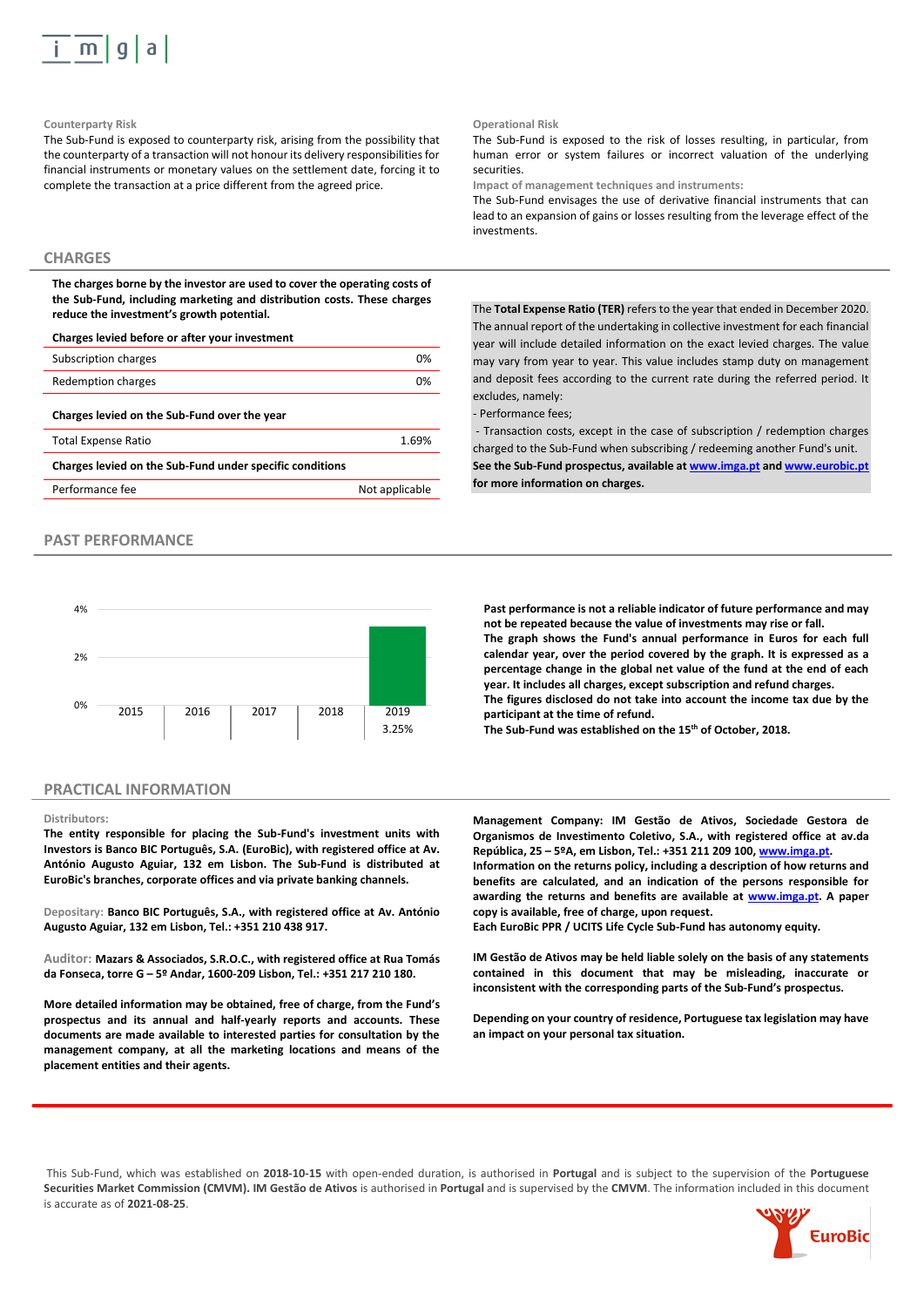**Counterparty Risk**

The Sub-Fund is exposed to counterparty risk, arising from the possibility that the counterparty of a transaction will not honour its delivery responsibilities for financial instruments or monetary values on the settlement date, forcing it to complete the transaction at a price different from the agreed price.

**Operational Risk**

The Sub-Fund is exposed to the risk of losses resulting, in particular, from human error or system failures or incorrect valuation of the underlying securities.

**Impact of management techniques and instruments:**

The Sub-Fund envisages the use of derivative financial instruments that can lead to an expansion of gains or losses resulting from the leverage effect of the investments.

## CHARGES

**The charges borne by the investor are used to cover the operating costs of the Sub-Fund, including marketing and distribution costs. These charges reduce the investment's growth potential.**

| **Charges levied before or after your investment** | |
|---|---|
| Subscription charges | 0% |
| Redemption charges | 0% |
| **Charges levied on the Sub-Fund over the year** | |
| Total Expense Ratio | 1.69% |
| **Charges levied on the Sub-Fund under specific conditions** | |
| Performance fee | Not applicable |

The **Total Expense Ratio (TER)** refers to the year that ended in December 2020. The annual report of the undertaking in collective investment for each financial year will include detailed information on the exact levied charges. The value may vary from year to year. This value includes stamp duty on management and deposit fees according to the current rate during the referred period. It excludes, namely:

- Performance fees;
- Transaction costs, except in the case of subscription / redemption charges charged to the Sub-Fund when subscribing / redeeming another Fund's unit.

**See the Sub-Fund prospectus, available at www.imga.pt and www.eurobic.pt for more information on charges.**

## PAST PERFORMANCE

4%
2%
0%
2015
2016
2017
2018
2019
3.25%

**Past performance is not a reliable indicator of future performance and may not be repeated because the value of investments may rise or fall.**

**The graph shows the Fund's annual performance in Euros for each full calendar year, over the period covered by the graph. It is expressed as a percentage change in the global net value of the fund at the end of each year. It includes all charges, except subscription and refund charges.**

**The figures disclosed do not take into account the income tax due by the participant at the time of refund.**

**The Sub-Fund was established on the 15th of October, 2018.**

## PRACTICAL INFORMATION

Distributors:
**The entity responsible for placing the Sub-Fund's investment units with Investors is Banco BIC Português, S.A. (EuroBic), with registered office at Av. António Augusto Aguiar, 132 em Lisbon. The Sub-Fund is distributed at EuroBic's branches, corporate offices and via private banking channels.**

Depositary: **Banco BIC Português, S.A., with registered office at Av. António Augusto Aguiar, 132 em Lisbon, Tel.: +351 210 438 917.**

Auditor: **Mazars & Associados, S.R.O.C., with registered office at Rua Tomás da Fonseca, torre G – 5º Andar, 1600-209 Lisbon, Tel.: +351 217 210 180.**

**More detailed information may be obtained, free of charge, from the Fund's prospectus and its annual and half-yearly reports and accounts. These documents are made available to interested parties for consultation by the management company, at all the marketing locations and means of the placement entities and their agents.**

**Management Company: IM Gestão de Ativos, Sociedade Gestora de Organismos de Investimento Coletivo, S.A., with registered office at av.da República, 25 – 5ºA, em Lisbon, Tel.: +351 211 209 100, www.imga.pt.**

**Information on the returns policy, including a description of how returns and benefits are calculated, and an indication of the persons responsible for awarding the returns and benefits are available at www.imga.pt. A paper copy is available, free of charge, upon request.**

**Each EuroBic PPR / UCITS Life Cycle Sub-Fund has autonomy equity.**

**IM Gestão de Ativos may be held liable solely on the basis of any statements contained in this document that may be misleading, inaccurate or inconsistent with the corresponding parts of the Sub-Fund's prospectus.**

**Depending on your country of residence, Portuguese tax legislation may have an impact on your personal tax situation.**

This Sub-Fund, which was established on **2018-10-15** with open-ended duration, is authorised in **Portugal** and is subject to the supervision of the **Portuguese Securities Market Commission (CMVM). IM Gestão de Ativos** is authorised in **Portugal** and is supervised by the **CMVM**. The information included in this document is accurate as of **2021-08-25**.